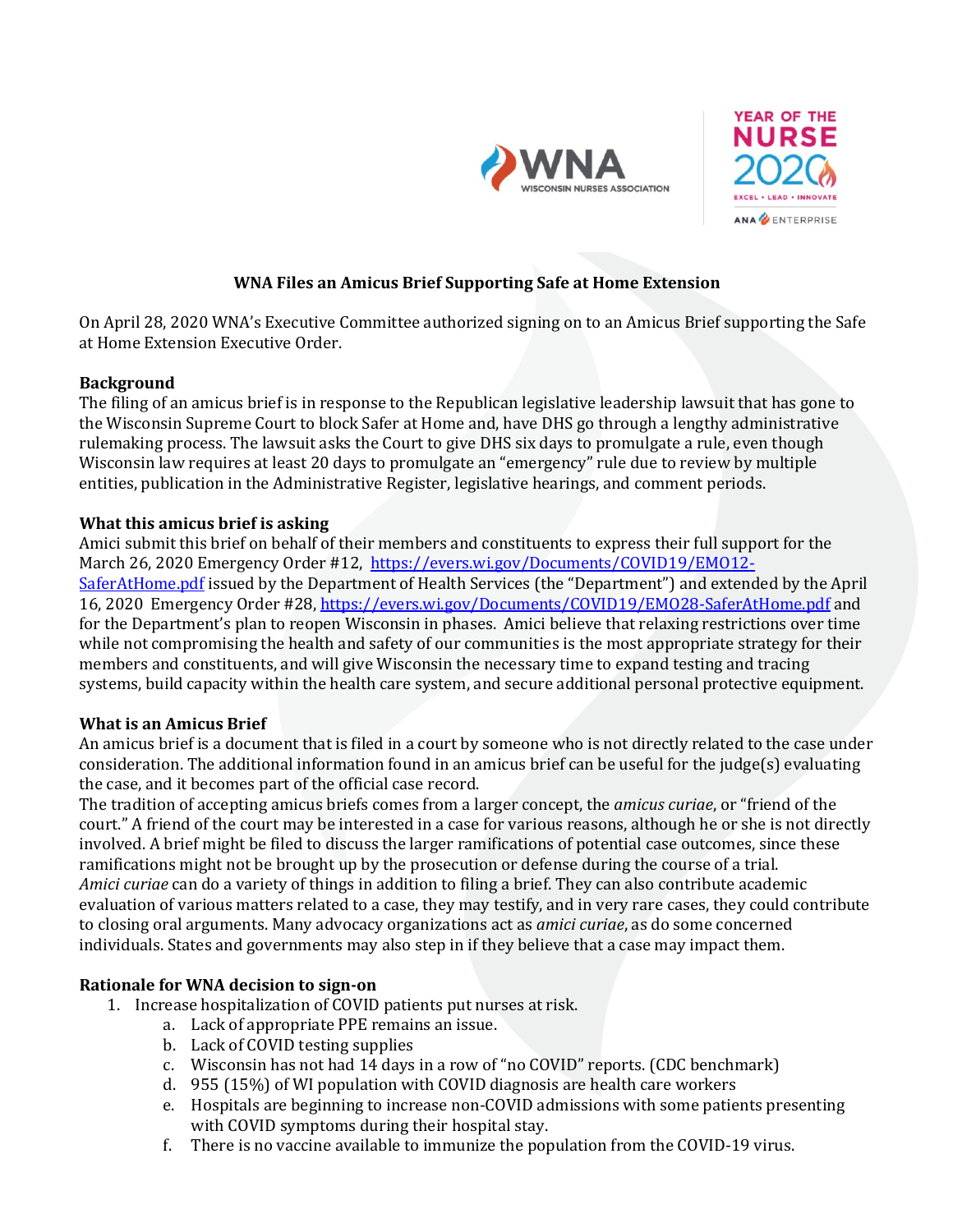# WNA Files an Amicus Brief Supporting Safe at Home Extension

On April 28, 2020 WNA's Executive Committee authorized signing on to an Amicus Brief supporting the Safe at Home Extension Executive Order.

**Background**

The filing of an amicus brief is in response to the Republican legislative leadership lawsuit that has gone to the Wisconsin Supreme Court to block Safer at Home and, have DHS go through a lengthy administrative rulemaking process. The lawsuit asks the Court to give DHS six days to promulgate a rule, even though Wisconsin law requires at least 20 days to promulgate an "emergency" rule due to review by multiple entities, publication in the Administrative Register, legislative hearings, and comment periods.

**What this amicus brief is asking**

Amici submit this brief on behalf of their members and constituents to express their full support for the March 26, 2020 Emergency Order #12, [https://evers.wi.gov/Documents/COVID19/EMO12-SaferAtHome.pdf](https://evers.wi.gov/Documents/COVID19/EMO12-SaferAtHome.pdf) issued by the Department of Health Services (the "Department") and extended by the April 16, 2020 Emergency Order #28, [https://evers.wi.gov/Documents/COVID19/EMO28-SaferAtHome.pdf](https://evers.wi.gov/Documents/COVID19/EMO28-SaferAtHome.pdf) and for the Department's plan to reopen Wisconsin in phases. Amici believe that relaxing restrictions over time while not compromising the health and safety of our communities is the most appropriate strategy for their members and constituents, and will give Wisconsin the necessary time to expand testing and tracing systems, build capacity within the health care system, and secure additional personal protective equipment.

**What is an Amicus Brief**

An amicus brief is a document that is filed in a court by someone who is not directly related to the case under consideration. The additional information found in an amicus brief can be useful for the judge(s) evaluating the case, and it becomes part of the official case record.

The tradition of accepting amicus briefs comes from a larger concept, the *amicus curiae*, or "friend of the court." A friend of the court may be interested in a case for various reasons, although he or she is not directly involved. A brief might be filed to discuss the larger ramifications of potential case outcomes, since these ramifications might not be brought up by the prosecution or defense during the course of a trial.

*Amici curiae* can do a variety of things in addition to filing a brief. They can also contribute academic evaluation of various matters related to a case, they may testify, and in very rare cases, they could contribute to closing oral arguments. Many advocacy organizations act as *amici curiae*, as do some concerned individuals. States and governments may also step in if they believe that a case may impact them.

**Rationale for WNA decision to sign-on**

1. Increase hospitalization of COVID patients put nurses at risk.
    a. Lack of appropriate PPE remains an issue.
    b. Lack of COVID testing supplies
    c. Wisconsin has not had 14 days in a row of "no COVID" reports. (CDC benchmark)
    d. 955 (15%) of WI population with COVID diagnosis are health care workers
    e. Hospitals are beginning to increase non-COVID admissions with some patients presenting with COVID symptoms during their hospital stay.
    f. There is no vaccine available to immunize the population from the COVID-19 virus.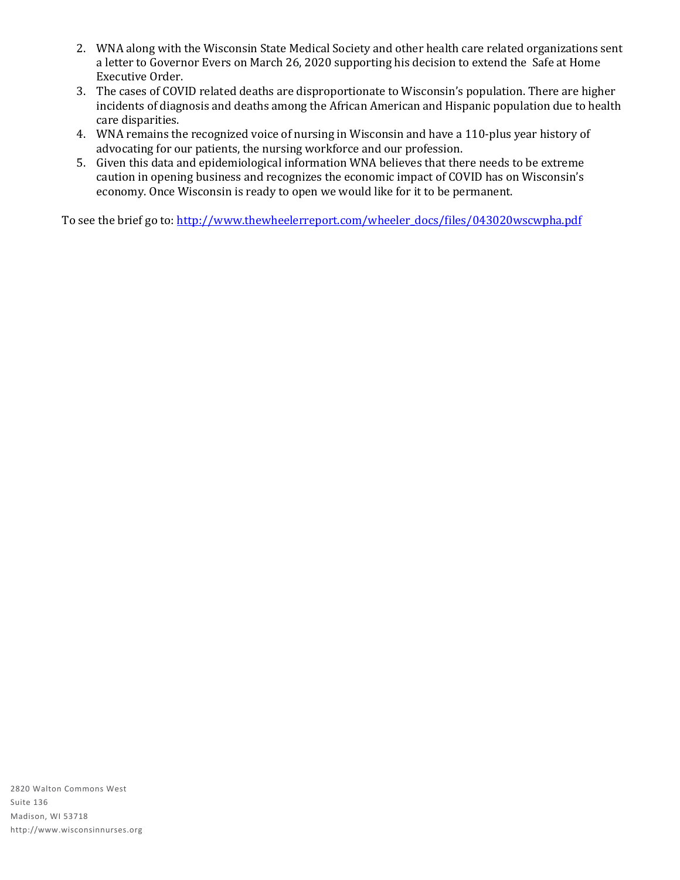2. WNA along with the Wisconsin State Medical Society and other health care related organizations sent a letter to Governor Evers on March 26, 2020 supporting his decision to extend the Safe at Home Executive Order.
3. The cases of COVID related deaths are disproportionate to Wisconsin's population. There are higher incidents of diagnosis and deaths among the African American and Hispanic population due to health care disparities.
4. WNA remains the recognized voice of nursing in Wisconsin and have a 110-plus year history of advocating for our patients, the nursing workforce and our profession.
5. Given this data and epidemiological information WNA believes that there needs to be extreme caution in opening business and recognizes the economic impact of COVID has on Wisconsin's economy. Once Wisconsin is ready to open we would like for it to be permanent.

To see the brief go to: http://www.thewheelerreport.com/wheeler_docs/files/043020wscwpha.pdf

2820 Walton Commons West
Suite 136
Madison, WI 53718
http://www.wisconsinnurses.org